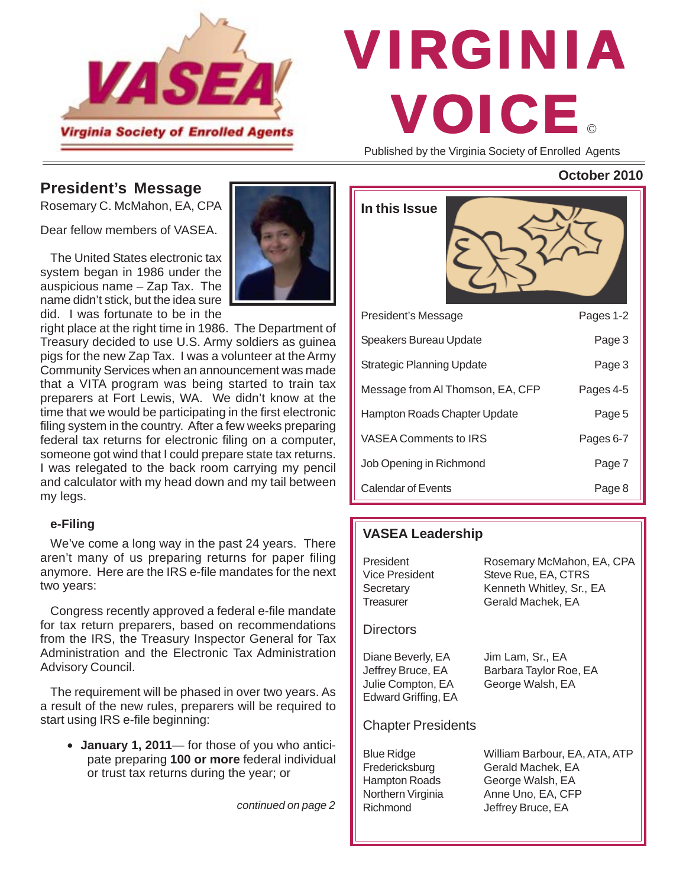Virginia Society of Enrolled Agents

# VIRGINIA VOICE ©

Published by the Virginia Society of Enrolled Agents

October 2010

## President's Message

Rosemary C. McMahon, EA, CPA

Dear fellow members of VASEA.

The United States electronic tax system began in 1986 under the auspicious name – Zap Tax. The name didn't stick, but the idea sure did. I was fortunate to be in the right place at the right time in 1986. The Department of Treasury decided to use U.S. Army soldiers as guinea pigs for the new Zap Tax. I was a volunteer at the Army Community Services when an announcement was made that a VITA program was being started to train tax preparers at Fort Lewis, WA. We didn't know at the time that we would be participating in the first electronic filing system in the country. After a few weeks preparing federal tax returns for electronic filing on a computer, someone got wind that I could prepare state tax returns. I was relegated to the back room carrying my pencil and calculator with my head down and my tail between my legs.

### e-Filing

We've come a long way in the past 24 years. There aren't many of us preparing returns for paper filing anymore. Here are the IRS e-file mandates for the next two years:

Congress recently approved a federal e-file mandate for tax return preparers, based on recommendations from the IRS, the Treasury Inspector General for Tax Administration and the Electronic Tax Administration Advisory Council.

The requirement will be phased in over two years. As a result of the new rules, preparers will be required to start using IRS e-file beginning:

- **January 1, 2011**— for those of you who anticipate preparing **100 or more** federal individual or trust tax returns during the year; or

*continued on page 2*

## In this Issue

| | |
|---|---|
| President's Message | Pages 1-2 |
| Speakers Bureau Update | Page 3 |
| Strategic Planning Update | Page 3 |
| Message from Al Thomson, EA, CFP | Pages 4-5 |
| Hampton Roads Chapter Update | Page 5 |
| VASEA Comments to IRS | Pages 6-7 |
| Job Opening in Richmond | Page 7 |
| Calendar of Events | Page 8 |

## VASEA Leadership

| | |
|---|---|
| President | Rosemary McMahon, EA, CPA |
| Vice President | Steve Rue, EA, CTRS |
| Secretary | Kenneth Whitley, Sr., EA |
| Treasurer | Gerald Machek, EA |

### Directors

| | |
|---|---|
| Diane Beverly, EA | Jim Lam, Sr., EA |
| Jeffrey Bruce, EA | Barbara Taylor Roe, EA |
| Julie Compton, EA | George Walsh, EA |
| Edward Griffing, EA | |

### Chapter Presidents

| | |
|---|---|
| Blue Ridge | William Barbour, EA, ATA, ATP |
| Fredericksburg | Gerald Machek, EA |
| Hampton Roads | George Walsh, EA |
| Northern Virginia | Anne Uno, EA, CFP |
| Richmond | Jeffrey Bruce, EA |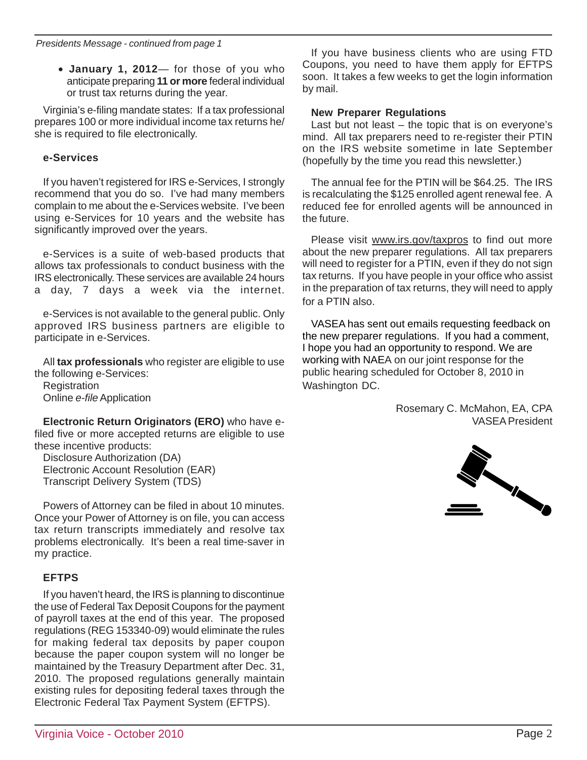*Presidents Message - continued from page 1*

- **January 1, 2012**— for those of you who anticipate preparing **11 or more** federal individual or trust tax returns during the year.

Virginia's e-filing mandate states: If a tax professional prepares 100 or more individual income tax returns he/she is required to file electronically.

### e-Services

If you haven't registered for IRS e-Services, I strongly recommend that you do so. I've had many members complain to me about the e-Services website. I've been using e-Services for 10 years and the website has significantly improved over the years.

e-Services is a suite of web-based products that allows tax professionals to conduct business with the IRS electronically. These services are available 24 hours a day, 7 days a week via the internet.

e-Services is not available to the general public. Only approved IRS business partners are eligible to participate in e-Services.

All **tax professionals** who register are eligible to use the following e-Services:
Registration
Online *e-file* Application

**Electronic Return Originators (ERO)** who have e-filed five or more accepted returns are eligible to use these incentive products:
Disclosure Authorization (DA)
Electronic Account Resolution (EAR)
Transcript Delivery System (TDS)

Powers of Attorney can be filed in about 10 minutes. Once your Power of Attorney is on file, you can access tax return transcripts immediately and resolve tax problems electronically. It's been a real time-saver in my practice.

### EFTPS

If you haven't heard, the IRS is planning to discontinue the use of Federal Tax Deposit Coupons for the payment of payroll taxes at the end of this year. The proposed regulations (REG 153340-09) would eliminate the rules for making federal tax deposits by paper coupon because the paper coupon system will no longer be maintained by the Treasury Department after Dec. 31, 2010. The proposed regulations generally maintain existing rules for depositing federal taxes through the Electronic Federal Tax Payment System (EFTPS).

If you have business clients who are using FTD Coupons, you need to have them apply for EFTPS soon. It takes a few weeks to get the login information by mail.

### New Preparer Regulations

Last but not least – the topic that is on everyone's mind. All tax preparers need to re-register their PTIN on the IRS website sometime in late September (hopefully by the time you read this newsletter.)

The annual fee for the PTIN will be $64.25. The IRS is recalculating the $125 enrolled agent renewal fee. A reduced fee for enrolled agents will be announced in the future.

Please visit www.irs.gov/taxpros to find out more about the new preparer regulations. All tax preparers will need to register for a PTIN, even if they do not sign tax returns. If you have people in your office who assist in the preparation of tax returns, they will need to apply for a PTIN also.

VASEA has sent out emails requesting feedback on the new preparer regulations. If you had a comment, I hope you had an opportunity to respond. We are working with NAEA on our joint response for the public hearing scheduled for October 8, 2010 in Washington DC.

Rosemary C. McMahon, EA, CPA
VASEA President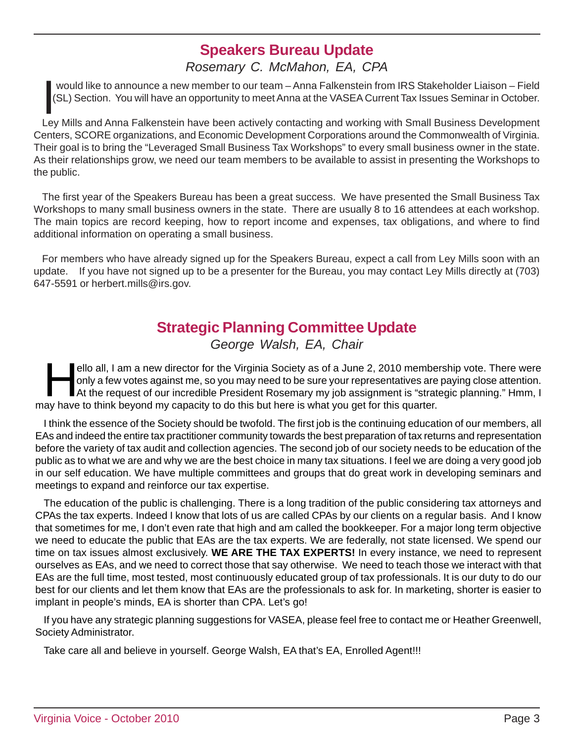## Speakers Bureau Update

*Rosemary C. McMahon, EA, CPA*

I would like to announce a new member to our team – Anna Falkenstein from IRS Stakeholder Liaison – Field (SL) Section. You will have an opportunity to meet Anna at the VASEA Current Tax Issues Seminar in October.

Ley Mills and Anna Falkenstein have been actively contacting and working with Small Business Development Centers, SCORE organizations, and Economic Development Corporations around the Commonwealth of Virginia. Their goal is to bring the "Leveraged Small Business Tax Workshops" to every small business owner in the state. As their relationships grow, we need our team members to be available to assist in presenting the Workshops to the public.

The first year of the Speakers Bureau has been a great success. We have presented the Small Business Tax Workshops to many small business owners in the state. There are usually 8 to 16 attendees at each workshop. The main topics are record keeping, how to report income and expenses, tax obligations, and where to find additional information on operating a small business.

For members who have already signed up for the Speakers Bureau, expect a call from Ley Mills soon with an update. If you have not signed up to be a presenter for the Bureau, you may contact Ley Mills directly at (703) 647-5591 or herbert.mills@irs.gov.

## Strategic Planning Committee Update

*George Walsh, EA, Chair*

Hello all, I am a new director for the Virginia Society as of a June 2, 2010 membership vote. There were only a few votes against me, so you may need to be sure your representatives are paying close attention. At the request of our incredible President Rosemary my job assignment is "strategic planning." Hmm, I may have to think beyond my capacity to do this but here is what you get for this quarter.

I think the essence of the Society should be twofold. The first job is the continuing education of our members, all EAs and indeed the entire tax practitioner community towards the best preparation of tax returns and representation before the variety of tax audit and collection agencies. The second job of our society needs to be education of the public as to what we are and why we are the best choice in many tax situations. I feel we are doing a very good job in our self education. We have multiple committees and groups that do great work in developing seminars and meetings to expand and reinforce our tax expertise.

The education of the public is challenging. There is a long tradition of the public considering tax attorneys and CPAs the tax experts. Indeed I know that lots of us are called CPAs by our clients on a regular basis. And I know that sometimes for me, I don't even rate that high and am called the bookkeeper. For a major long term objective we need to educate the public that EAs are the tax experts. We are federally, not state licensed. We spend our time on tax issues almost exclusively. **WE ARE THE TAX EXPERTS!** In every instance, we need to represent ourselves as EAs, and we need to correct those that say otherwise. We need to teach those we interact with that EAs are the full time, most tested, most continuously educated group of tax professionals. It is our duty to do our best for our clients and let them know that EAs are the professionals to ask for. In marketing, shorter is easier to implant in people's minds, EA is shorter than CPA. Let's go!

If you have any strategic planning suggestions for VASEA, please feel free to contact me or Heather Greenwell, Society Administrator.

Take care all and believe in yourself. George Walsh, EA that's EA, Enrolled Agent!!!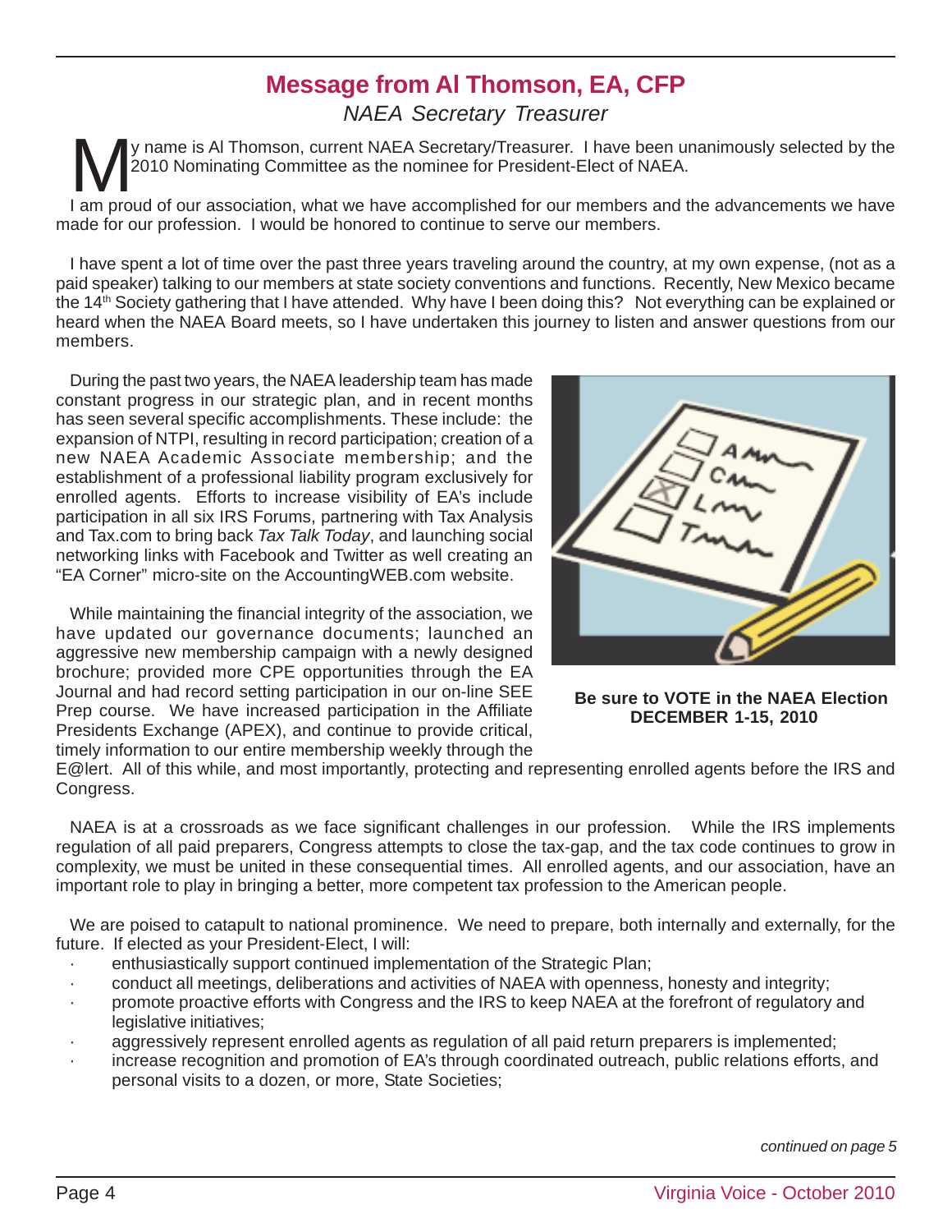# Message from Al Thomson, EA, CFP

*NAEA Secretary Treasurer*

My name is Al Thomson, current NAEA Secretary/Treasurer. I have been unanimously selected by the 2010 Nominating Committee as the nominee for President-Elect of NAEA.

I am proud of our association, what we have accomplished for our members and the advancements we have made for our profession. I would be honored to continue to serve our members.

I have spent a lot of time over the past three years traveling around the country, at my own expense, (not as a paid speaker) talking to our members at state society conventions and functions. Recently, New Mexico became the 14th Society gathering that I have attended. Why have I been doing this? Not everything can be explained or heard when the NAEA Board meets, so I have undertaken this journey to listen and answer questions from our members.

During the past two years, the NAEA leadership team has made constant progress in our strategic plan, and in recent months has seen several specific accomplishments. These include: the expansion of NTPI, resulting in record participation; creation of a new NAEA Academic Associate membership; and the establishment of a professional liability program exclusively for enrolled agents. Efforts to increase visibility of EA's include participation in all six IRS Forums, partnering with Tax Analysis and Tax.com to bring back *Tax Talk Today*, and launching social networking links with Facebook and Twitter as well creating an "EA Corner" micro-site on the AccountingWEB.com website.

While maintaining the financial integrity of the association, we have updated our governance documents; launched an aggressive new membership campaign with a newly designed brochure; provided more CPE opportunities through the EA Journal and had record setting participation in our on-line SEE Prep course. We have increased participation in the Affiliate Presidents Exchange (APEX), and continue to provide critical, timely information to our entire membership weekly through the E@lert. All of this while, and most importantly, protecting and representing enrolled agents before the IRS and Congress.

**Be sure to VOTE in the NAEA Election DECEMBER 1-15, 2010**

NAEA is at a crossroads as we face significant challenges in our profession. While the IRS implements regulation of all paid preparers, Congress attempts to close the tax-gap, and the tax code continues to grow in complexity, we must be united in these consequential times. All enrolled agents, and our association, have an important role to play in bringing a better, more competent tax profession to the American people.

We are poised to catapult to national prominence. We need to prepare, both internally and externally, for the future. If elected as your President-Elect, I will:

- enthusiastically support continued implementation of the Strategic Plan;
- conduct all meetings, deliberations and activities of NAEA with openness, honesty and integrity;
- promote proactive efforts with Congress and the IRS to keep NAEA at the forefront of regulatory and legislative initiatives;
- aggressively represent enrolled agents as regulation of all paid return preparers is implemented;
- increase recognition and promotion of EA's through coordinated outreach, public relations efforts, and personal visits to a dozen, or more, State Societies;

*continued on page 5*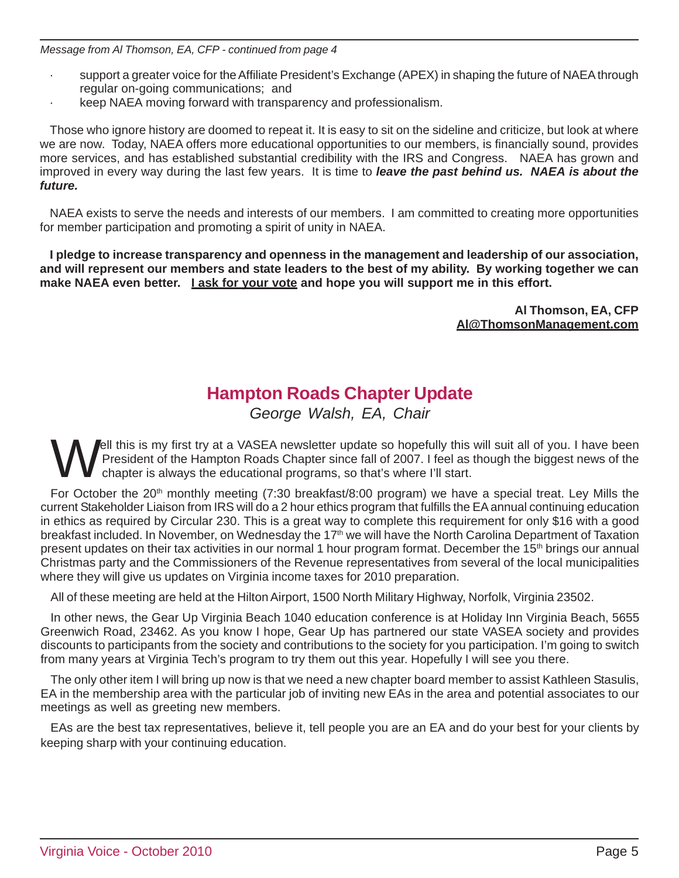*Message from Al Thomson, EA, CFP - continued from page 4*

- support a greater voice for the Affiliate President's Exchange (APEX) in shaping the future of NAEA through regular on-going communications; and
- keep NAEA moving forward with transparency and professionalism.

Those who ignore history are doomed to repeat it. It is easy to sit on the sideline and criticize, but look at where we are now. Today, NAEA offers more educational opportunities to our members, is financially sound, provides more services, and has established substantial credibility with the IRS and Congress. NAEA has grown and improved in every way during the last few years. It is time to ***leave the past behind us. NAEA is about the future.***

NAEA exists to serve the needs and interests of our members. I am committed to creating more opportunities for member participation and promoting a spirit of unity in NAEA.

**I pledge to increase transparency and openness in the management and leadership of our association, and will represent our members and state leaders to the best of my ability. By working together we can make NAEA even better. I ask for your vote and hope you will support me in this effort.**

**Al Thomson, EA, CFP**
**Al@ThomsonManagement.com**

## Hampton Roads Chapter Update

*George Walsh, EA, Chair*

Well this is my first try at a VASEA newsletter update so hopefully this will suit all of you. I have been President of the Hampton Roads Chapter since fall of 2007. I feel as though the biggest news of the chapter is always the educational programs, so that's where I'll start.

For October the 20th monthly meeting (7:30 breakfast/8:00 program) we have a special treat. Ley Mills the current Stakeholder Liaison from IRS will do a 2 hour ethics program that fulfills the EA annual continuing education in ethics as required by Circular 230. This is a great way to complete this requirement for only $16 with a good breakfast included. In November, on Wednesday the 17th we will have the North Carolina Department of Taxation present updates on their tax activities in our normal 1 hour program format. December the 15th brings our annual Christmas party and the Commissioners of the Revenue representatives from several of the local municipalities where they will give us updates on Virginia income taxes for 2010 preparation.

All of these meeting are held at the Hilton Airport, 1500 North Military Highway, Norfolk, Virginia 23502.

In other news, the Gear Up Virginia Beach 1040 education conference is at Holiday Inn Virginia Beach, 5655 Greenwich Road, 23462. As you know I hope, Gear Up has partnered our state VASEA society and provides discounts to participants from the society and contributions to the society for you participation. I'm going to switch from many years at Virginia Tech's program to try them out this year. Hopefully I will see you there.

The only other item I will bring up now is that we need a new chapter board member to assist Kathleen Stasulis, EA in the membership area with the particular job of inviting new EAs in the area and potential associates to our meetings as well as greeting new members.

EAs are the best tax representatives, believe it, tell people you are an EA and do your best for your clients by keeping sharp with your continuing education.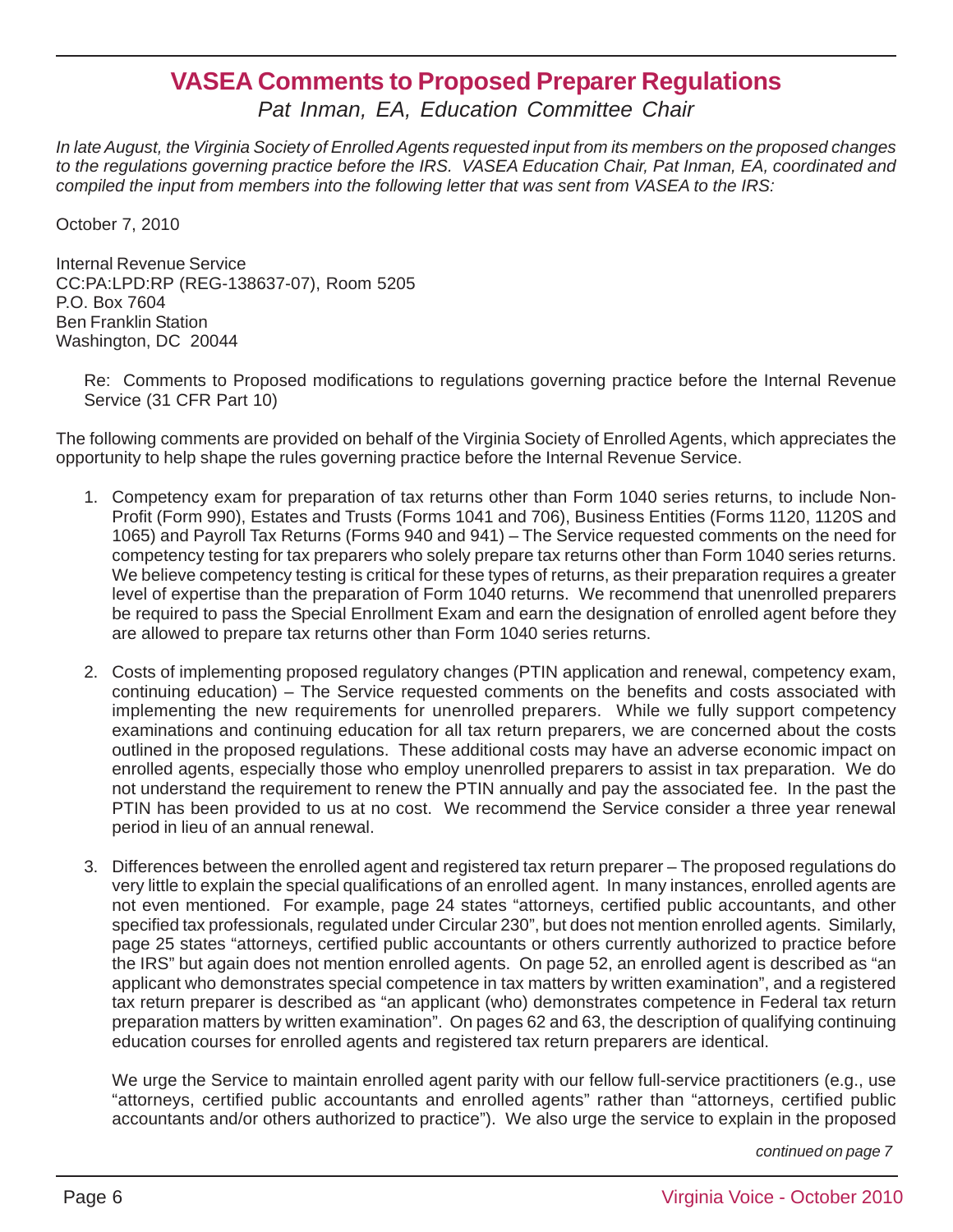# VASEA Comments to Proposed Preparer Regulations

*Pat Inman, EA, Education Committee Chair*

*In late August, the Virginia Society of Enrolled Agents requested input from its members on the proposed changes to the regulations governing practice before the IRS. VASEA Education Chair, Pat Inman, EA, coordinated and compiled the input from members into the following letter that was sent from VASEA to the IRS:*

October 7, 2010

Internal Revenue Service
CC:PA:LPD:RP (REG-138637-07), Room 5205
P.O. Box 7604
Ben Franklin Station
Washington, DC 20044

Re: Comments to Proposed modifications to regulations governing practice before the Internal Revenue Service (31 CFR Part 10)

The following comments are provided on behalf of the Virginia Society of Enrolled Agents, which appreciates the opportunity to help shape the rules governing practice before the Internal Revenue Service.

1. Competency exam for preparation of tax returns other than Form 1040 series returns, to include Non-Profit (Form 990), Estates and Trusts (Forms 1041 and 706), Business Entities (Forms 1120, 1120S and 1065) and Payroll Tax Returns (Forms 940 and 941) – The Service requested comments on the need for competency testing for tax preparers who solely prepare tax returns other than Form 1040 series returns. We believe competency testing is critical for these types of returns, as their preparation requires a greater level of expertise than the preparation of Form 1040 returns. We recommend that unenrolled preparers be required to pass the Special Enrollment Exam and earn the designation of enrolled agent before they are allowed to prepare tax returns other than Form 1040 series returns.

2. Costs of implementing proposed regulatory changes (PTIN application and renewal, competency exam, continuing education) – The Service requested comments on the benefits and costs associated with implementing the new requirements for unenrolled preparers. While we fully support competency examinations and continuing education for all tax return preparers, we are concerned about the costs outlined in the proposed regulations. These additional costs may have an adverse economic impact on enrolled agents, especially those who employ unenrolled preparers to assist in tax preparation. We do not understand the requirement to renew the PTIN annually and pay the associated fee. In the past the PTIN has been provided to us at no cost. We recommend the Service consider a three year renewal period in lieu of an annual renewal.

3. Differences between the enrolled agent and registered tax return preparer – The proposed regulations do very little to explain the special qualifications of an enrolled agent. In many instances, enrolled agents are not even mentioned. For example, page 24 states "attorneys, certified public accountants, and other specified tax professionals, regulated under Circular 230", but does not mention enrolled agents. Similarly, page 25 states "attorneys, certified public accountants or others currently authorized to practice before the IRS" but again does not mention enrolled agents. On page 52, an enrolled agent is described as "an applicant who demonstrates special competence in tax matters by written examination", and a registered tax return preparer is described as "an applicant (who) demonstrates competence in Federal tax return preparation matters by written examination". On pages 62 and 63, the description of qualifying continuing education courses for enrolled agents and registered tax return preparers are identical.

   We urge the Service to maintain enrolled agent parity with our fellow full-service practitioners (e.g., use "attorneys, certified public accountants and enrolled agents" rather than "attorneys, certified public accountants and/or others authorized to practice"). We also urge the service to explain in the proposed

*continued on page 7*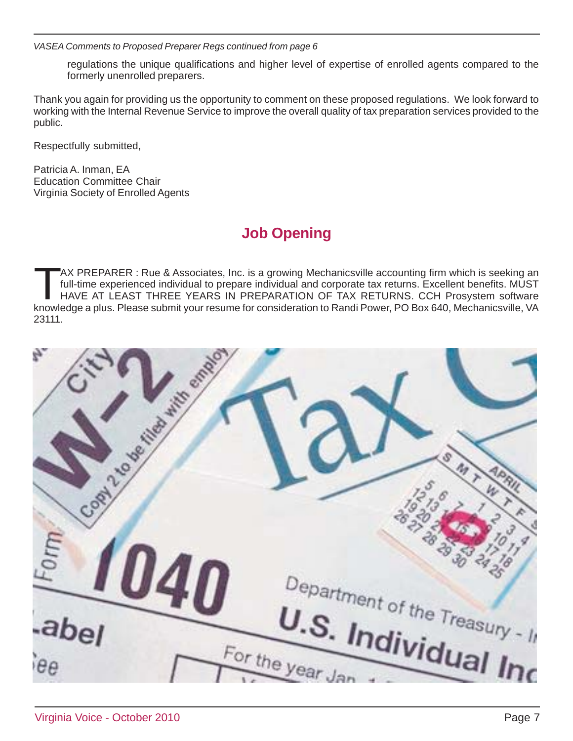*VASEA Comments to Proposed Preparer Regs continued from page 6*

regulations the unique qualifications and higher level of expertise of enrolled agents compared to the formerly unenrolled preparers.

Thank you again for providing us the opportunity to comment on these proposed regulations. We look forward to working with the Internal Revenue Service to improve the overall quality of tax preparation services provided to the public.

Respectfully submitted,

Patricia A. Inman, EA
Education Committee Chair
Virginia Society of Enrolled Agents

## Job Opening

TAX PREPARER : Rue & Associates, Inc. is a growing Mechanicsville accounting firm which is seeking an full-time experienced individual to prepare individual and corporate tax returns. Excellent benefits. MUST HAVE AT LEAST THREE YEARS IN PREPARATION OF TAX RETURNS. CCH Prosystem software knowledge a plus. Please submit your resume for consideration to Randi Power, PO Box 640, Mechanicsville, VA 23111.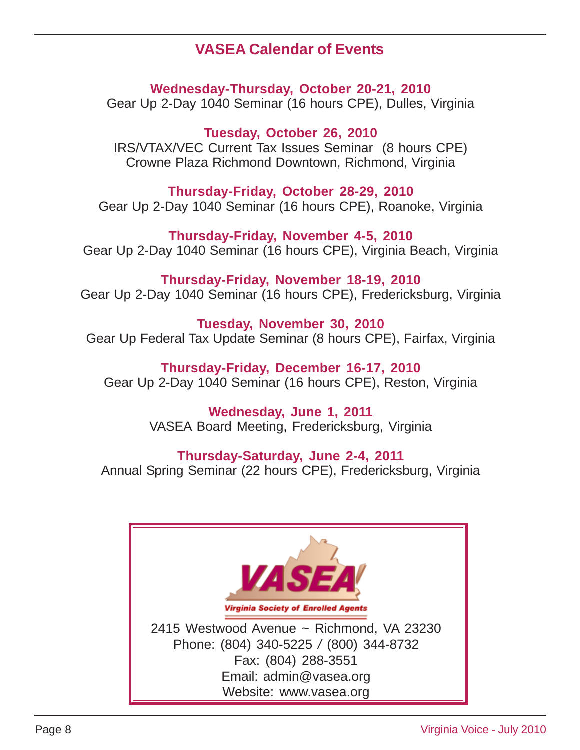## VASEA Calendar of Events

**Wednesday-Thursday, October 20-21, 2010**
Gear Up 2-Day 1040 Seminar (16 hours CPE), Dulles, Virginia

**Tuesday, October 26, 2010**
IRS/VTAX/VEC Current Tax Issues Seminar (8 hours CPE)
Crowne Plaza Richmond Downtown, Richmond, Virginia

**Thursday-Friday, October 28-29, 2010**
Gear Up 2-Day 1040 Seminar (16 hours CPE), Roanoke, Virginia

**Thursday-Friday, November 4-5, 2010**
Gear Up 2-Day 1040 Seminar (16 hours CPE), Virginia Beach, Virginia

**Thursday-Friday, November 18-19, 2010**
Gear Up 2-Day 1040 Seminar (16 hours CPE), Fredericksburg, Virginia

**Tuesday, November 30, 2010**
Gear Up Federal Tax Update Seminar (8 hours CPE), Fairfax, Virginia

**Thursday-Friday, December 16-17, 2010**
Gear Up 2-Day 1040 Seminar (16 hours CPE), Reston, Virginia

**Wednesday, June 1, 2011**
VASEA Board Meeting, Fredericksburg, Virginia

**Thursday-Saturday, June 2-4, 2011**
Annual Spring Seminar (22 hours CPE), Fredericksburg, Virginia

VASEA
Virginia Society of Enrolled Agents

2415 Westwood Avenue ~ Richmond, VA 23230
Phone: (804) 340-5225 / (800) 344-8732
Fax: (804) 288-3551
Email: admin@vasea.org
Website: www.vasea.org